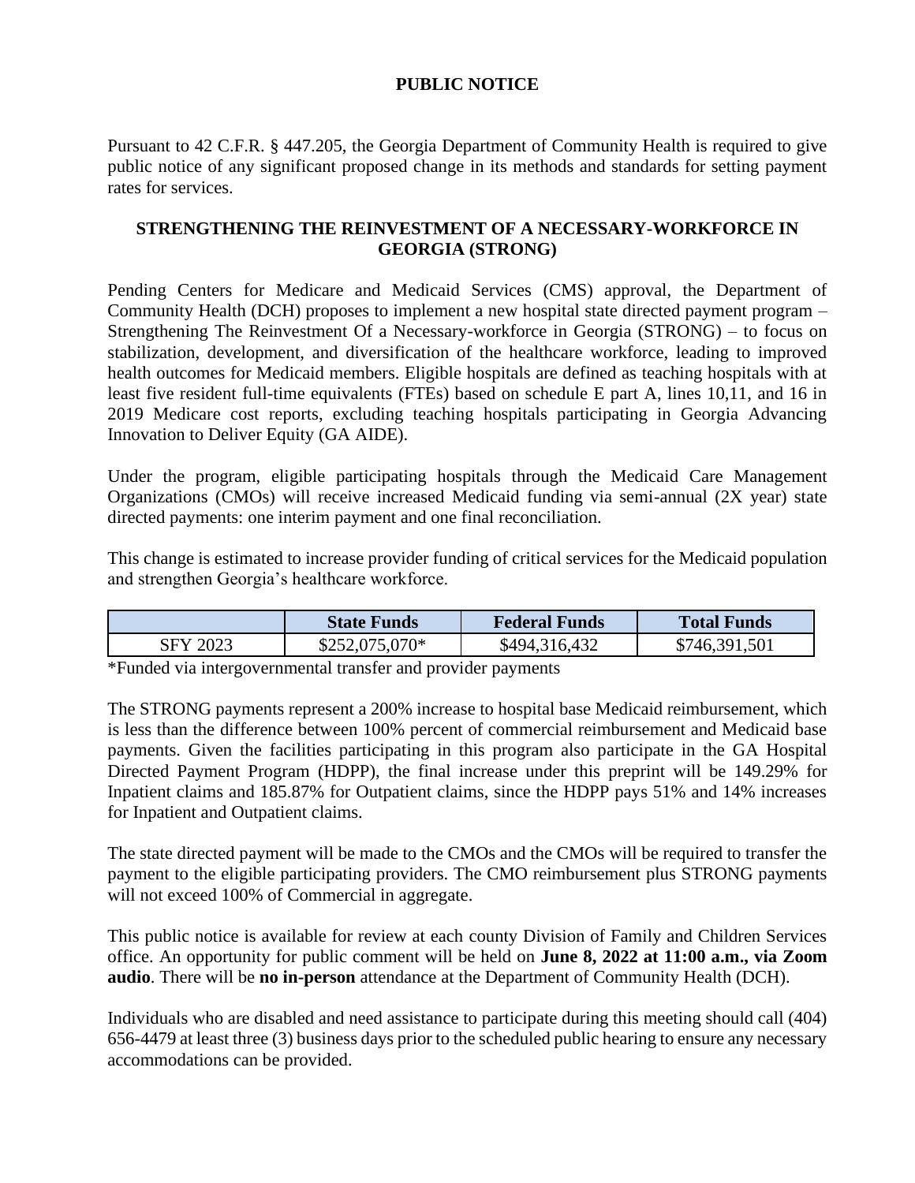# PUBLIC NOTICE

Pursuant to 42 C.F.R. § 447.205, the Georgia Department of Community Health is required to give public notice of any significant proposed change in its methods and standards for setting payment rates for services.

## STRENGTHENING THE REINVESTMENT OF A NECESSARY-WORKFORCE IN GEORGIA (STRONG)

Pending Centers for Medicare and Medicaid Services (CMS) approval, the Department of Community Health (DCH) proposes to implement a new hospital state directed payment program – Strengthening The Reinvestment Of a Necessary-workforce in Georgia (STRONG) – to focus on stabilization, development, and diversification of the healthcare workforce, leading to improved health outcomes for Medicaid members. Eligible hospitals are defined as teaching hospitals with at least five resident full-time equivalents (FTEs) based on schedule E part A, lines 10,11, and 16 in 2019 Medicare cost reports, excluding teaching hospitals participating in Georgia Advancing Innovation to Deliver Equity (GA AIDE).

Under the program, eligible participating hospitals through the Medicaid Care Management Organizations (CMOs) will receive increased Medicaid funding via semi-annual (2X year) state directed payments: one interim payment and one final reconciliation.

This change is estimated to increase provider funding of critical services for the Medicaid population and strengthen Georgia's healthcare workforce.

| | State Funds | Federal Funds | Total Funds |
|---|---|---|---|
| SFY 2023 | $252,075,070* | $494,316,432 | $746,391,501 |

*Funded via intergovernmental transfer and provider payments

The STRONG payments represent a 200% increase to hospital base Medicaid reimbursement, which is less than the difference between 100% percent of commercial reimbursement and Medicaid base payments. Given the facilities participating in this program also participate in the GA Hospital Directed Payment Program (HDPP), the final increase under this preprint will be 149.29% for Inpatient claims and 185.87% for Outpatient claims, since the HDPP pays 51% and 14% increases for Inpatient and Outpatient claims.

The state directed payment will be made to the CMOs and the CMOs will be required to transfer the payment to the eligible participating providers. The CMO reimbursement plus STRONG payments will not exceed 100% of Commercial in aggregate.

This public notice is available for review at each county Division of Family and Children Services office. An opportunity for public comment will be held on **June 8, 2022 at 11:00 a.m., via Zoom audio**. There will be **no in-person** attendance at the Department of Community Health (DCH).

Individuals who are disabled and need assistance to participate during this meeting should call (404) 656-4479 at least three (3) business days prior to the scheduled public hearing to ensure any necessary accommodations can be provided.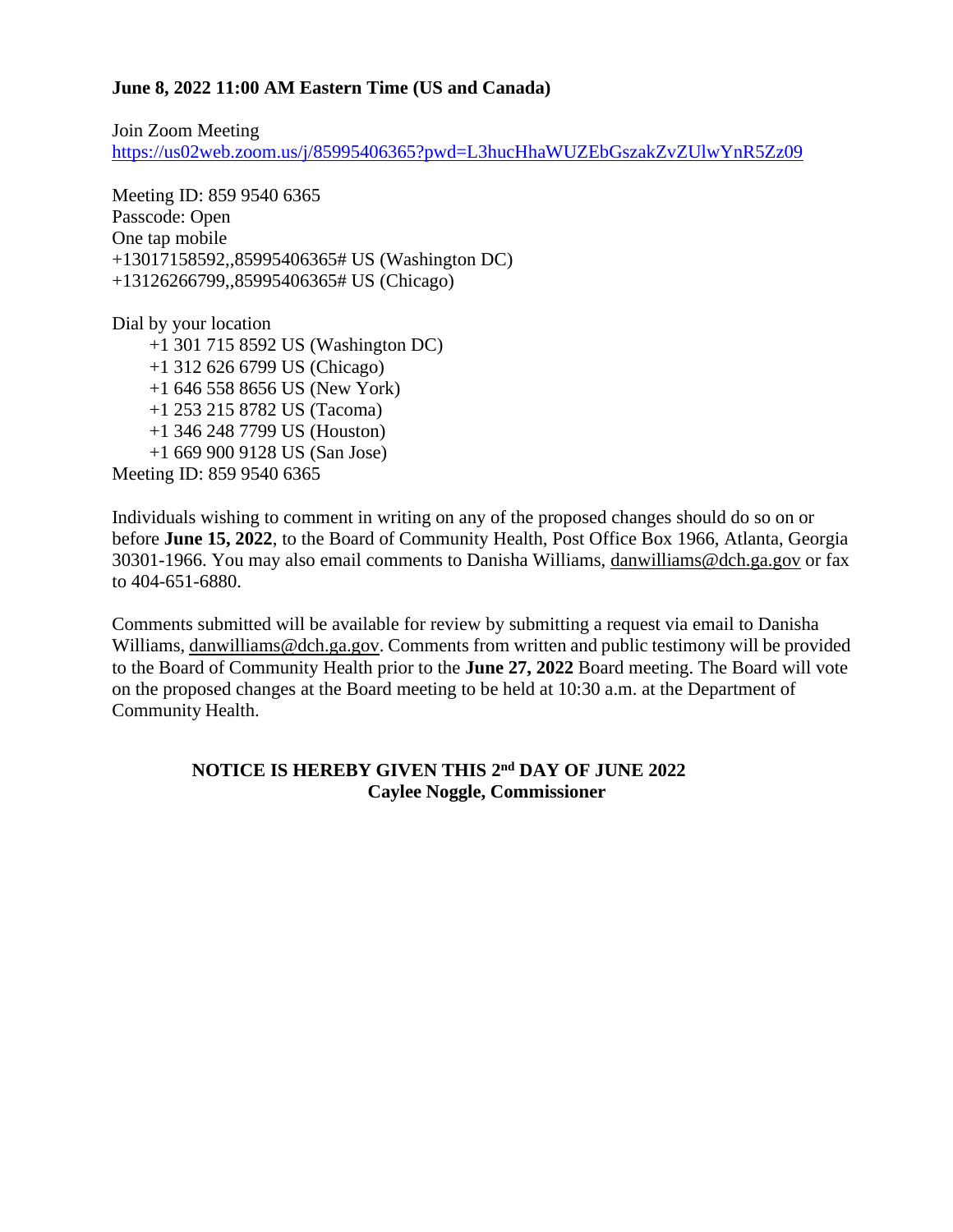**June 8, 2022 11:00 AM Eastern Time (US and Canada)**

Join Zoom Meeting
https://us02web.zoom.us/j/85995406365?pwd=L3hucHhaWUZEbGszakZvZUlwYnR5Zz09

Meeting ID: 859 9540 6365
Passcode: Open
One tap mobile
+13017158592,,85995406365# US (Washington DC)
+13126266799,,85995406365# US (Chicago)

Dial by your location
+1 301 715 8592 US (Washington DC)
+1 312 626 6799 US (Chicago)
+1 646 558 8656 US (New York)
+1 253 215 8782 US (Tacoma)
+1 346 248 7799 US (Houston)
+1 669 900 9128 US (San Jose)
Meeting ID: 859 9540 6365

Individuals wishing to comment in writing on any of the proposed changes should do so on or before **June 15, 2022**, to the Board of Community Health, Post Office Box 1966, Atlanta, Georgia 30301-1966. You may also email comments to Danisha Williams, danwilliams@dch.ga.gov or fax to 404-651-6880.

Comments submitted will be available for review by submitting a request via email to Danisha Williams, danwilliams@dch.ga.gov. Comments from written and public testimony will be provided to the Board of Community Health prior to the **June 27, 2022** Board meeting. The Board will vote on the proposed changes at the Board meeting to be held at 10:30 a.m. at the Department of Community Health.

**NOTICE IS HEREBY GIVEN THIS 2nd DAY OF JUNE 2022**
**Caylee Noggle, Commissioner**